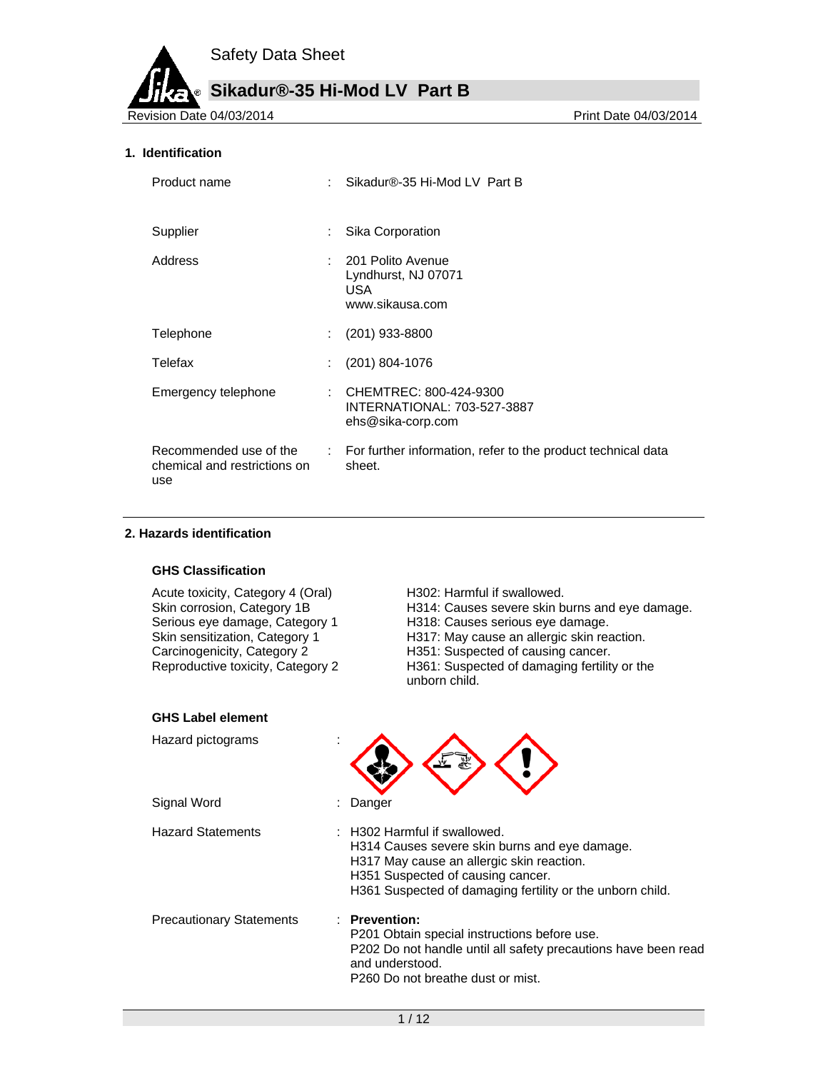# Safety Data Sheet

## Sikadur®-35 Hi-Mod LV Part B

Revision Date 04/03/2014 | Print Date 04/03/2014

### 1. Identification

| | | |
|---|---|---|
| Product name | : | Sikadur®-35 Hi-Mod LV Part B |
| Supplier | : | Sika Corporation |
| Address | : | 201 Polito Avenue<br>Lyndhurst, NJ 07071<br>USA<br>www.sikausa.com |
| Telephone | : | (201) 933-8800 |
| Telefax | : | (201) 804-1076 |
| Emergency telephone | : | CHEMTREC: 800-424-9300<br>INTERNATIONAL: 703-527-3887<br>ehs@sika-corp.com |
| Recommended use of the chemical and restrictions on use | : | For further information, refer to the product technical data sheet. |

### 2. Hazards identification

**GHS Classification**

| | |
|---|---|
| Acute toxicity, Category 4 (Oral) | H302: Harmful if swallowed. |
| Skin corrosion, Category 1B | H314: Causes severe skin burns and eye damage. |
| Serious eye damage, Category 1 | H318: Causes serious eye damage. |
| Skin sensitization, Category 1 | H317: May cause an allergic skin reaction. |
| Carcinogenicity, Category 2 | H351: Suspected of causing cancer. |
| Reproductive toxicity, Category 2 | H361: Suspected of damaging fertility or the unborn child. |

**GHS Label element**

Hazard pictograms :

Signal Word : Danger

Hazard Statements :
H302 Harmful if swallowed.
H314 Causes severe skin burns and eye damage.
H317 May cause an allergic skin reaction.
H351 Suspected of causing cancer.
H361 Suspected of damaging fertility or the unborn child.

Precautionary Statements :
**Prevention:**
P201 Obtain special instructions before use.
P202 Do not handle until all safety precautions have been read and understood.
P260 Do not breathe dust or mist.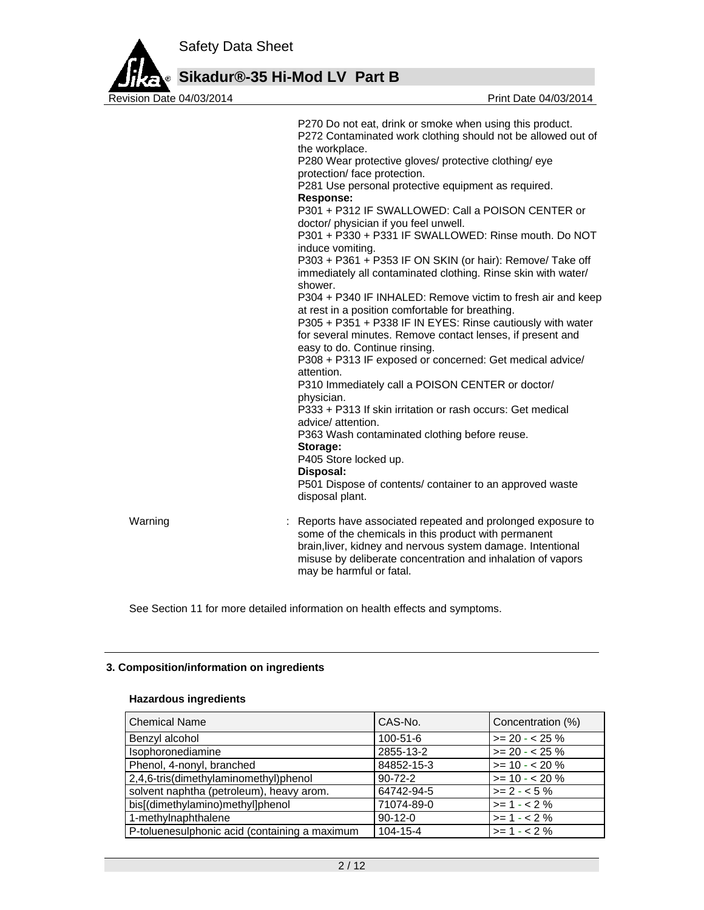P270 Do not eat, drink or smoke when using this product.
P272 Contaminated work clothing should not be allowed out of the workplace.
P280 Wear protective gloves/ protective clothing/ eye protection/ face protection.
P281 Use personal protective equipment as required.

**Response:**

P301 + P312 IF SWALLOWED: Call a POISON CENTER or doctor/ physician if you feel unwell.
P301 + P330 + P331 IF SWALLOWED: Rinse mouth. Do NOT induce vomiting.
P303 + P361 + P353 IF ON SKIN (or hair): Remove/ Take off immediately all contaminated clothing. Rinse skin with water/ shower.
P304 + P340 IF INHALED: Remove victim to fresh air and keep at rest in a position comfortable for breathing.
P305 + P351 + P338 IF IN EYES: Rinse cautiously with water for several minutes. Remove contact lenses, if present and easy to do. Continue rinsing.
P308 + P313 IF exposed or concerned: Get medical advice/ attention.
P310 Immediately call a POISON CENTER or doctor/ physician.
P333 + P313 If skin irritation or rash occurs: Get medical advice/ attention.
P363 Wash contaminated clothing before reuse.

**Storage:**

P405 Store locked up.

**Disposal:**

P501 Dispose of contents/ container to an approved waste disposal plant.

Warning : Reports have associated repeated and prolonged exposure to some of the chemicals in this product with permanent brain,liver, kidney and nervous system damage. Intentional misuse by deliberate concentration and inhalation of vapors may be harmful or fatal.

See Section 11 for more detailed information on health effects and symptoms.

## 3. Composition/information on ingredients

**Hazardous ingredients**

| Chemical Name | CAS-No. | Concentration (%) |
|---|---|---|
| Benzyl alcohol | 100-51-6 | >= 20 - < 25 % |
| Isophoronediamine | 2855-13-2 | >= 20 - < 25 % |
| Phenol, 4-nonyl, branched | 84852-15-3 | >= 10 - < 20 % |
| 2,4,6-tris(dimethylaminomethyl)phenol | 90-72-2 | >= 10 - < 20 % |
| solvent naphtha (petroleum), heavy arom. | 64742-94-5 | >= 2 - < 5 % |
| bis[(dimethylamino)methyl]phenol | 71074-89-0 | >= 1 - < 2 % |
| 1-methylnaphthalene | 90-12-0 | >= 1 - < 2 % |
| P-toluenesulphonic acid (containing a maximum | 104-15-4 | >= 1 - < 2 % |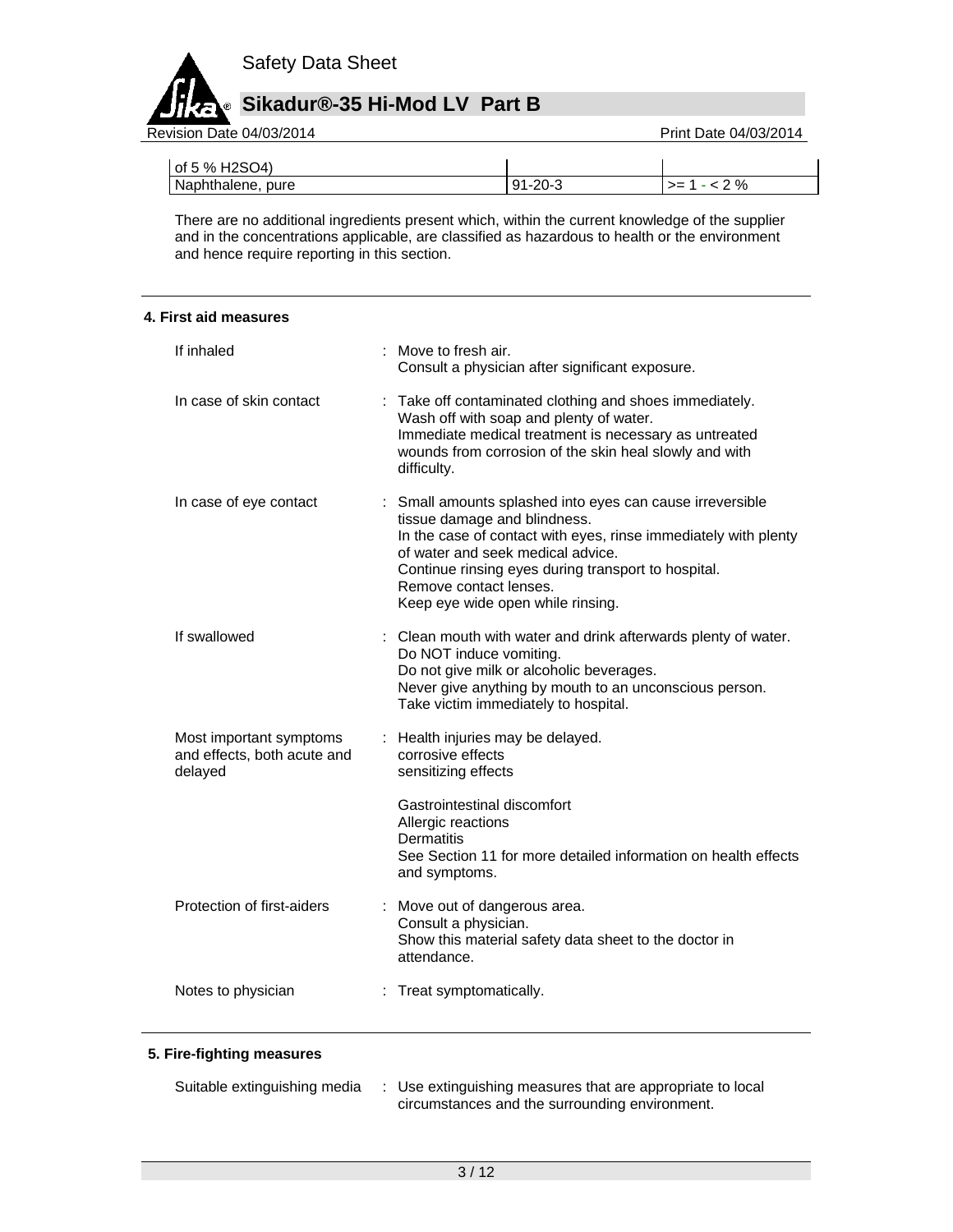| of 5 % H2SO4) | | |
|---|---|---|
| Naphthalene, pure | 91-20-3 | >= 1 - < 2 % |

There are no additional ingredients present which, within the current knowledge of the supplier and in the concentrations applicable, are classified as hazardous to health or the environment and hence require reporting in this section.

## 4. First aid measures

| | |
|---|---|
| If inhaled | : Move to fresh air.<br>Consult a physician after significant exposure. |
| In case of skin contact | : Take off contaminated clothing and shoes immediately.<br>Wash off with soap and plenty of water.<br>Immediate medical treatment is necessary as untreated wounds from corrosion of the skin heal slowly and with difficulty. |
| In case of eye contact | : Small amounts splashed into eyes can cause irreversible tissue damage and blindness.<br>In the case of contact with eyes, rinse immediately with plenty of water and seek medical advice.<br>Continue rinsing eyes during transport to hospital.<br>Remove contact lenses.<br>Keep eye wide open while rinsing. |
| If swallowed | : Clean mouth with water and drink afterwards plenty of water.<br>Do NOT induce vomiting.<br>Do not give milk or alcoholic beverages.<br>Never give anything by mouth to an unconscious person.<br>Take victim immediately to hospital. |
| Most important symptoms and effects, both acute and delayed | : Health injuries may be delayed.<br>corrosive effects<br>sensitizing effects<br><br>Gastrointestinal discomfort<br>Allergic reactions<br>Dermatitis<br>See Section 11 for more detailed information on health effects and symptoms. |
| Protection of first-aiders | : Move out of dangerous area.<br>Consult a physician.<br>Show this material safety data sheet to the doctor in attendance. |
| Notes to physician | : Treat symptomatically. |

## 5. Fire-fighting measures

| | |
|---|---|
| Suitable extinguishing media | : Use extinguishing measures that are appropriate to local circumstances and the surrounding environment. |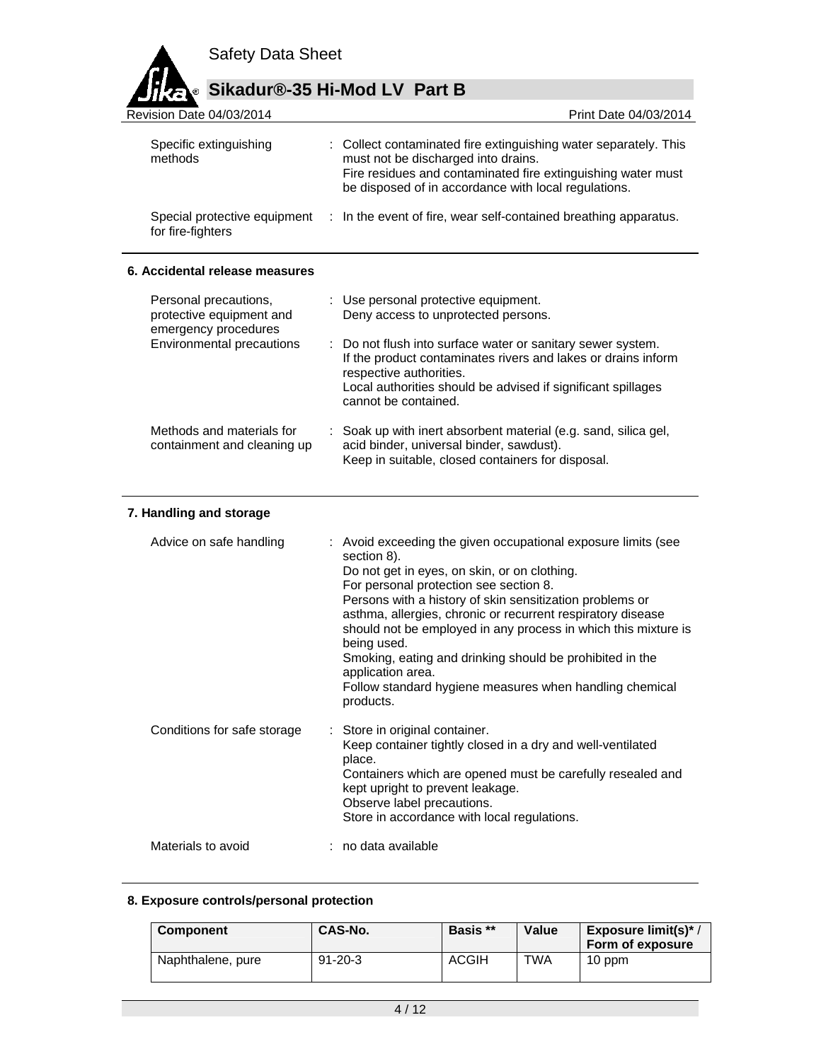| | | |
|---|---|---|
| Specific extinguishing methods | : | Collect contaminated fire extinguishing water separately. This must not be discharged into drains.<br>Fire residues and contaminated fire extinguishing water must be disposed of in accordance with local regulations. |
| Special protective equipment for fire-fighters | : | In the event of fire, wear self-contained breathing apparatus. |

## 6. Accidental release measures

| | | |
|---|---|---|
| Personal precautions, protective equipment and emergency procedures | : | Use personal protective equipment.<br>Deny access to unprotected persons. |
| Environmental precautions | : | Do not flush into surface water or sanitary sewer system.<br>If the product contaminates rivers and lakes or drains inform respective authorities.<br>Local authorities should be advised if significant spillages cannot be contained. |
| Methods and materials for containment and cleaning up | : | Soak up with inert absorbent material (e.g. sand, silica gel, acid binder, universal binder, sawdust).<br>Keep in suitable, closed containers for disposal. |

## 7. Handling and storage

| | | |
|---|---|---|
| Advice on safe handling | : | Avoid exceeding the given occupational exposure limits (see section 8).<br>Do not get in eyes, on skin, or on clothing.<br>For personal protection see section 8.<br>Persons with a history of skin sensitization problems or asthma, allergies, chronic or recurrent respiratory disease should not be employed in any process in which this mixture is being used.<br>Smoking, eating and drinking should be prohibited in the application area.<br>Follow standard hygiene measures when handling chemical products. |
| Conditions for safe storage | : | Store in original container.<br>Keep container tightly closed in a dry and well-ventilated place.<br>Containers which are opened must be carefully resealed and kept upright to prevent leakage.<br>Observe label precautions.<br>Store in accordance with local regulations. |
| Materials to avoid | : | no data available |

## 8. Exposure controls/personal protection

| Component | CAS-No. | Basis ** | Value | Exposure limit(s)* / Form of exposure |
|---|---|---|---|---|
| Naphthalene, pure | 91-20-3 | ACGIH | TWA | 10 ppm |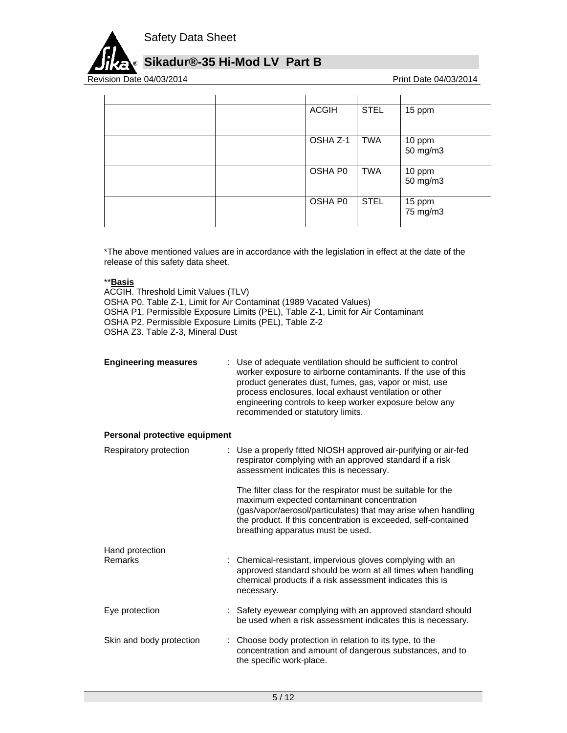| | | | | |
|---|---|---|---|---|
| | | ACGIH | STEL | 15 ppm |
| | | OSHA Z-1 | TWA | 10 ppm<br>50 mg/m3 |
| | | OSHA P0 | TWA | 10 ppm<br>50 mg/m3 |
| | | OSHA P0 | STEL | 15 ppm<br>75 mg/m3 |

*The above mentioned values are in accordance with the legislation in effect at the date of the release of this safety data sheet.

****Basis**

ACGIH. Threshold Limit Values (TLV)
OSHA P0. Table Z-1, Limit for Air Contaminat (1989 Vacated Values)
OSHA P1. Permissible Exposure Limits (PEL), Table Z-1, Limit for Air Contaminant
OSHA P2. Permissible Exposure Limits (PEL), Table Z-2
OSHA Z3. Table Z-3, Mineral Dust

**Engineering measures** : Use of adequate ventilation should be sufficient to control worker exposure to airborne contaminants. If the use of this product generates dust, fumes, gas, vapor or mist, use process enclosures, local exhaust ventilation or other engineering controls to keep worker exposure below any recommended or statutory limits.

**Personal protective equipment**

Respiratory protection : Use a properly fitted NIOSH approved air-purifying or air-fed respirator complying with an approved standard if a risk assessment indicates this is necessary.

The filter class for the respirator must be suitable for the maximum expected contaminant concentration (gas/vapor/aerosol/particulates) that may arise when handling the product. If this concentration is exceeded, self-contained breathing apparatus must be used.

Hand protection
Remarks : Chemical-resistant, impervious gloves complying with an approved standard should be worn at all times when handling chemical products if a risk assessment indicates this is necessary.

Eye protection : Safety eyewear complying with an approved standard should be used when a risk assessment indicates this is necessary.

Skin and body protection : Choose body protection in relation to its type, to the concentration and amount of dangerous substances, and to the specific work-place.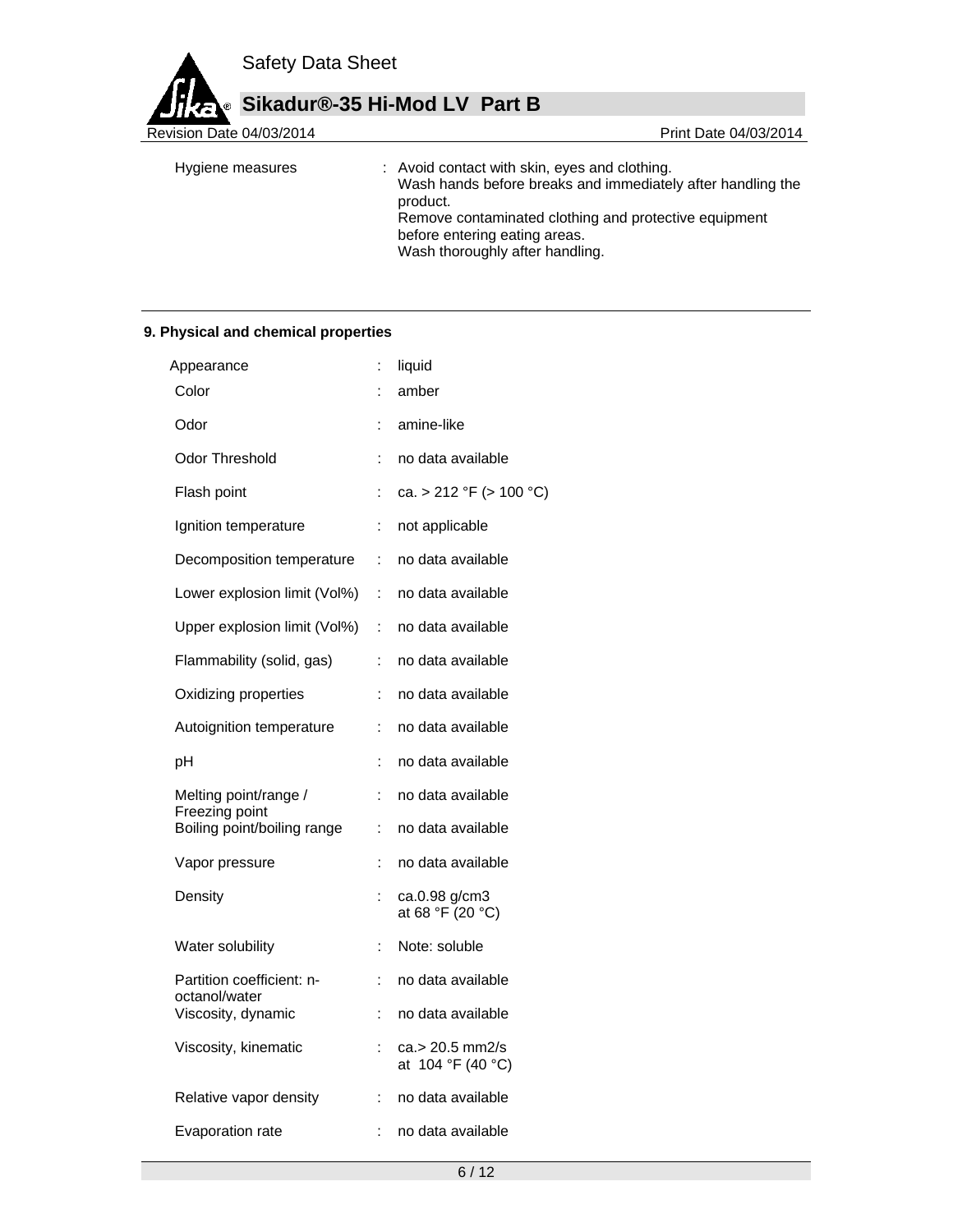| | |
|---|---|
| Hygiene measures | : Avoid contact with skin, eyes and clothing. Wash hands before breaks and immediately after handling the product. Remove contaminated clothing and protective equipment before entering eating areas. Wash thoroughly after handling. |

## 9. Physical and chemical properties

| Property | | Value |
|---|---|---|
| Appearance | : | liquid |
| Color | : | amber |
| Odor | : | amine-like |
| Odor Threshold | : | no data available |
| Flash point | : | ca. > 212 °F (> 100 °C) |
| Ignition temperature | : | not applicable |
| Decomposition temperature | : | no data available |
| Lower explosion limit (Vol%) | : | no data available |
| Upper explosion limit (Vol%) | : | no data available |
| Flammability (solid, gas) | : | no data available |
| Oxidizing properties | : | no data available |
| Autoignition temperature | : | no data available |
| pH | : | no data available |
| Melting point/range / Freezing point | : | no data available |
| Boiling point/boiling range | : | no data available |
| Vapor pressure | : | no data available |
| Density | : | ca.0.98 g/cm3 at 68 °F (20 °C) |
| Water solubility | : | Note: soluble |
| Partition coefficient: n-octanol/water | : | no data available |
| Viscosity, dynamic | : | no data available |
| Viscosity, kinematic | : | ca.> 20.5 mm2/s at 104 °F (40 °C) |
| Relative vapor density | : | no data available |
| Evaporation rate | : | no data available |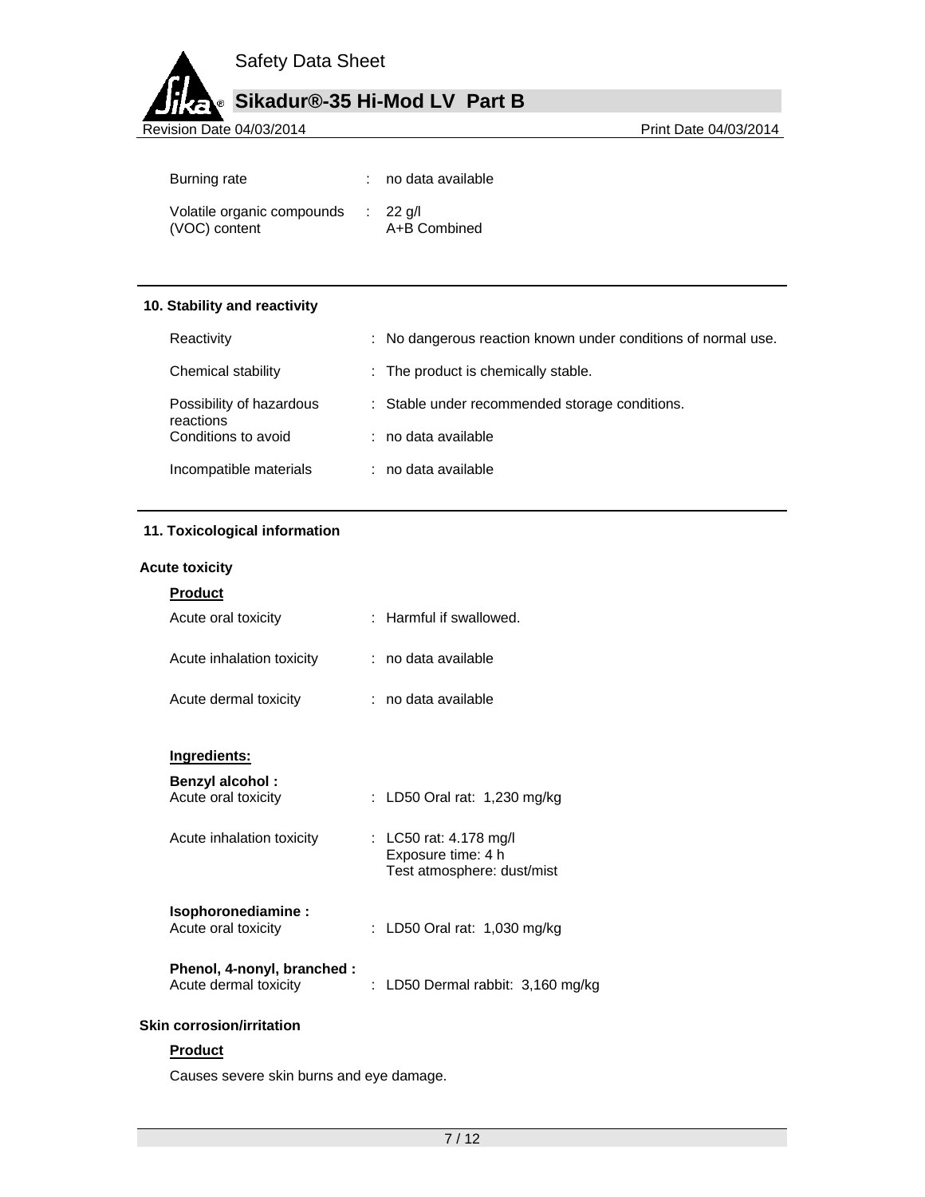| | | |
|---|---|---|
| Burning rate | : | no data available |
| Volatile organic compounds (VOC) content | : | 22 g/l<br>A+B Combined |

## 10. Stability and reactivity

| | | |
|---|---|---|
| Reactivity | : | No dangerous reaction known under conditions of normal use. |
| Chemical stability | : | The product is chemically stable. |
| Possibility of hazardous reactions | : | Stable under recommended storage conditions. |
| Conditions to avoid | : | no data available |
| Incompatible materials | : | no data available |

## 11. Toxicological information

### Acute toxicity

**Product**

| | | |
|---|---|---|
| Acute oral toxicity | : | Harmful if swallowed. |
| Acute inhalation toxicity | : | no data available |
| Acute dermal toxicity | : | no data available |

**Ingredients:**

**Benzyl alcohol :**

| | | |
|---|---|---|
| Acute oral toxicity | : | LD50 Oral rat: 1,230 mg/kg |
| Acute inhalation toxicity | : | LC50 rat: 4.178 mg/l<br>Exposure time: 4 h<br>Test atmosphere: dust/mist |

**Isophoronediamine :**

| | | |
|---|---|---|
| Acute oral toxicity | : | LD50 Oral rat: 1,030 mg/kg |

**Phenol, 4-nonyl, branched :**

| | | |
|---|---|---|
| Acute dermal toxicity | : | LD50 Dermal rabbit: 3,160 mg/kg |

### Skin corrosion/irritation

**Product**

Causes severe skin burns and eye damage.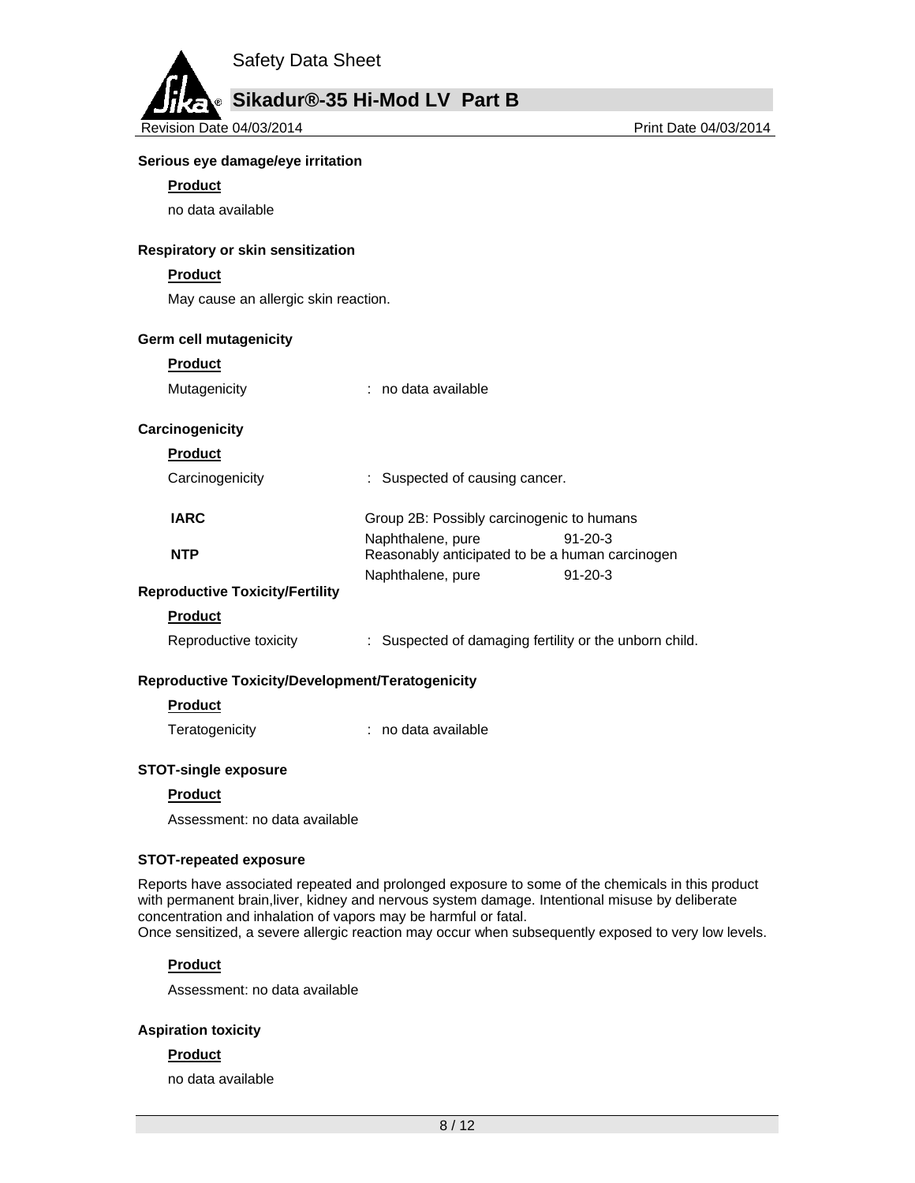**Serious eye damage/eye irritation**

**Product**

no data available

**Respiratory or skin sensitization**

**Product**

May cause an allergic skin reaction.

**Germ cell mutagenicity**

**Product**

Mutagenicity : no data available

**Carcinogenicity**

**Product**

Carcinogenicity : Suspected of causing cancer.

| | | |
|---|---|---|
| **IARC** | Group 2B: Possibly carcinogenic to humans | |
| | Naphthalene, pure | 91-20-3 |
| **NTP** | Reasonably anticipated to be a human carcinogen | |
| | Naphthalene, pure | 91-20-3 |

**Reproductive Toxicity/Fertility**

**Product**

Reproductive toxicity : Suspected of damaging fertility or the unborn child.

**Reproductive Toxicity/Development/Teratogenicity**

**Product**

Teratogenicity : no data available

**STOT-single exposure**

**Product**

Assessment: no data available

**STOT-repeated exposure**

Reports have associated repeated and prolonged exposure to some of the chemicals in this product with permanent brain,liver, kidney and nervous system damage. Intentional misuse by deliberate concentration and inhalation of vapors may be harmful or fatal.
Once sensitized, a severe allergic reaction may occur when subsequently exposed to very low levels.

**Product**

Assessment: no data available

**Aspiration toxicity**

**Product**

no data available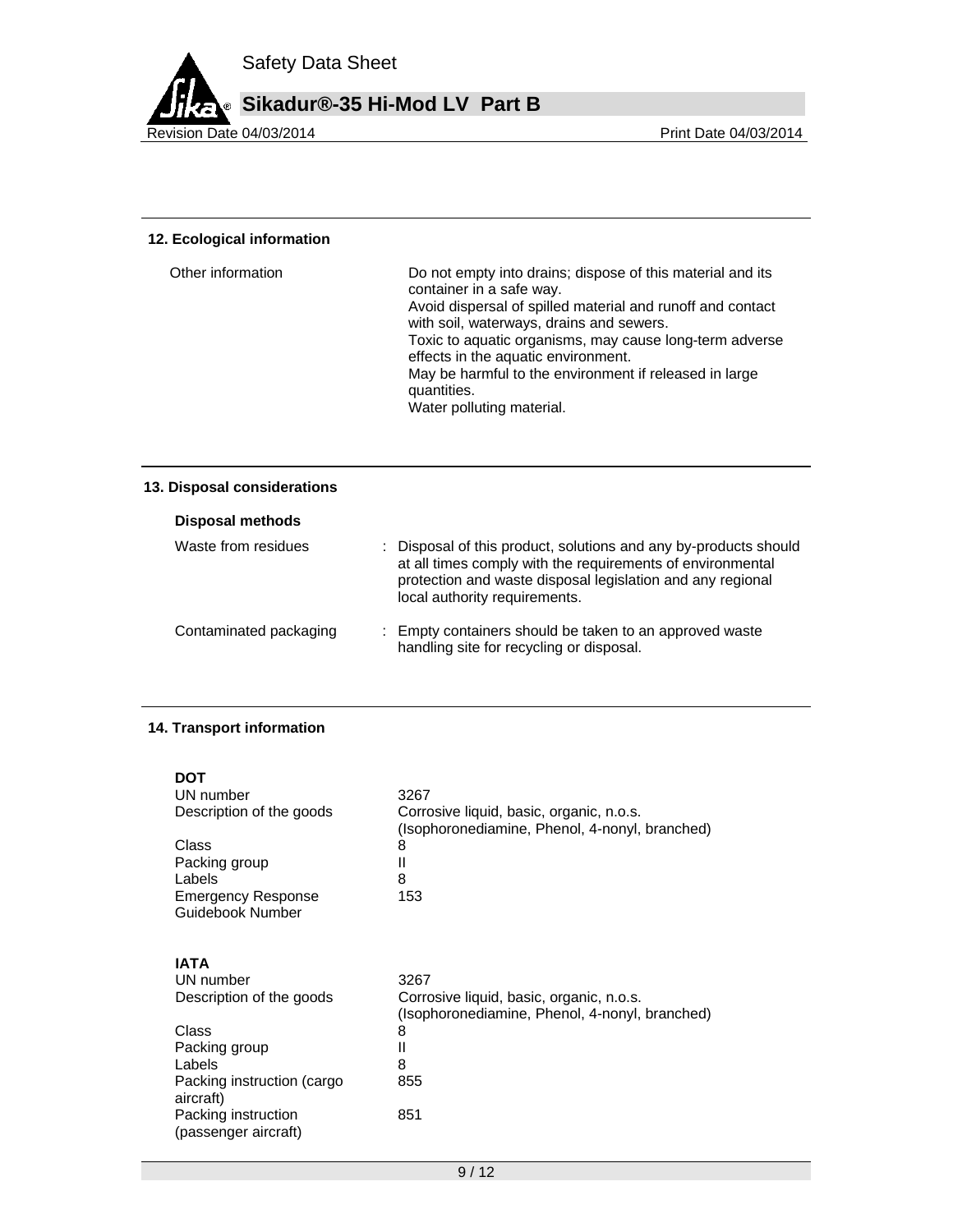## 12. Ecological information

| | |
|---|---|
| Other information | Do not empty into drains; dispose of this material and its container in a safe way.<br>Avoid dispersal of spilled material and runoff and contact with soil, waterways, drains and sewers.<br>Toxic to aquatic organisms, may cause long-term adverse effects in the aquatic environment.<br>May be harmful to the environment if released in large quantities.<br>Water polluting material. |

## 13. Disposal considerations

**Disposal methods**

| | |
|---|---|
| Waste from residues | : Disposal of this product, solutions and any by-products should at all times comply with the requirements of environmental protection and waste disposal legislation and any regional local authority requirements. |
| Contaminated packaging | : Empty containers should be taken to an approved waste handling site for recycling or disposal. |

## 14. Transport information

**DOT**

| | |
|---|---|
| UN number | 3267 |
| Description of the goods | Corrosive liquid, basic, organic, n.o.s. (Isophoronediamine, Phenol, 4-nonyl, branched) |
| Class | 8 |
| Packing group | II |
| Labels | 8 |
| Emergency Response Guidebook Number | 153 |

**IATA**

| | |
|---|---|
| UN number | 3267 |
| Description of the goods | Corrosive liquid, basic, organic, n.o.s. (Isophoronediamine, Phenol, 4-nonyl, branched) |
| Class | 8 |
| Packing group | II |
| Labels | 8 |
| Packing instruction (cargo aircraft) | 855 |
| Packing instruction (passenger aircraft) | 851 |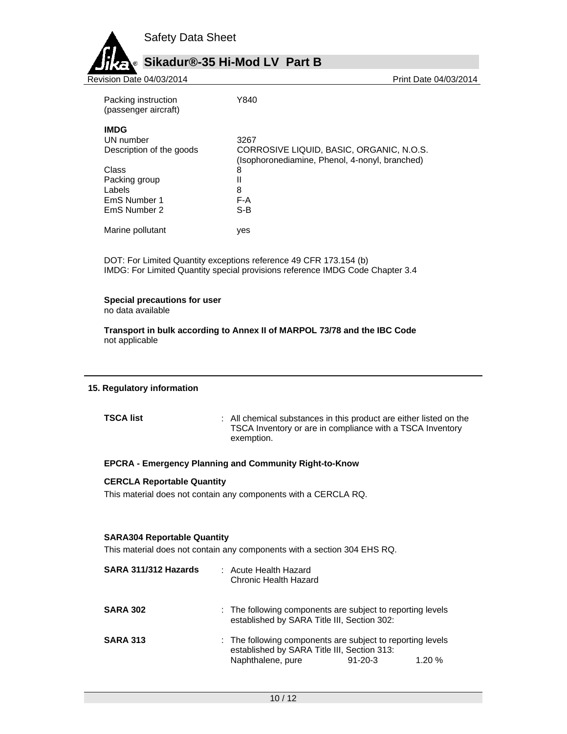| | |
|---|---|
| Packing instruction (passenger aircraft) | Y840 |

**IMDG**

| | |
|---|---|
| UN number | 3267 |
| Description of the goods | CORROSIVE LIQUID, BASIC, ORGANIC, N.O.S. (Isophoronediamine, Phenol, 4-nonyl, branched) |
| Class | 8 |
| Packing group | II |
| Labels | 8 |
| EmS Number 1 | F-A |
| EmS Number 2 | S-B |
| Marine pollutant | yes |

DOT: For Limited Quantity exceptions reference 49 CFR 173.154 (b)
IMDG: For Limited Quantity special provisions reference IMDG Code Chapter 3.4

**Special precautions for user**
no data available

**Transport in bulk according to Annex II of MARPOL 73/78 and the IBC Code**
not applicable

## 15. Regulatory information

**TSCA list** : All chemical substances in this product are either listed on the TSCA Inventory or are in compliance with a TSCA Inventory exemption.

**EPCRA - Emergency Planning and Community Right-to-Know**

**CERCLA Reportable Quantity**
This material does not contain any components with a CERCLA RQ.

**SARA304 Reportable Quantity**
This material does not contain any components with a section 304 EHS RQ.

**SARA 311/312 Hazards** : Acute Health Hazard
Chronic Health Hazard

**SARA 302** : The following components are subject to reporting levels established by SARA Title III, Section 302:

**SARA 313** : The following components are subject to reporting levels established by SARA Title III, Section 313:

| | | |
|---|---|---|
| Naphthalene, pure | 91-20-3 | 1.20 % |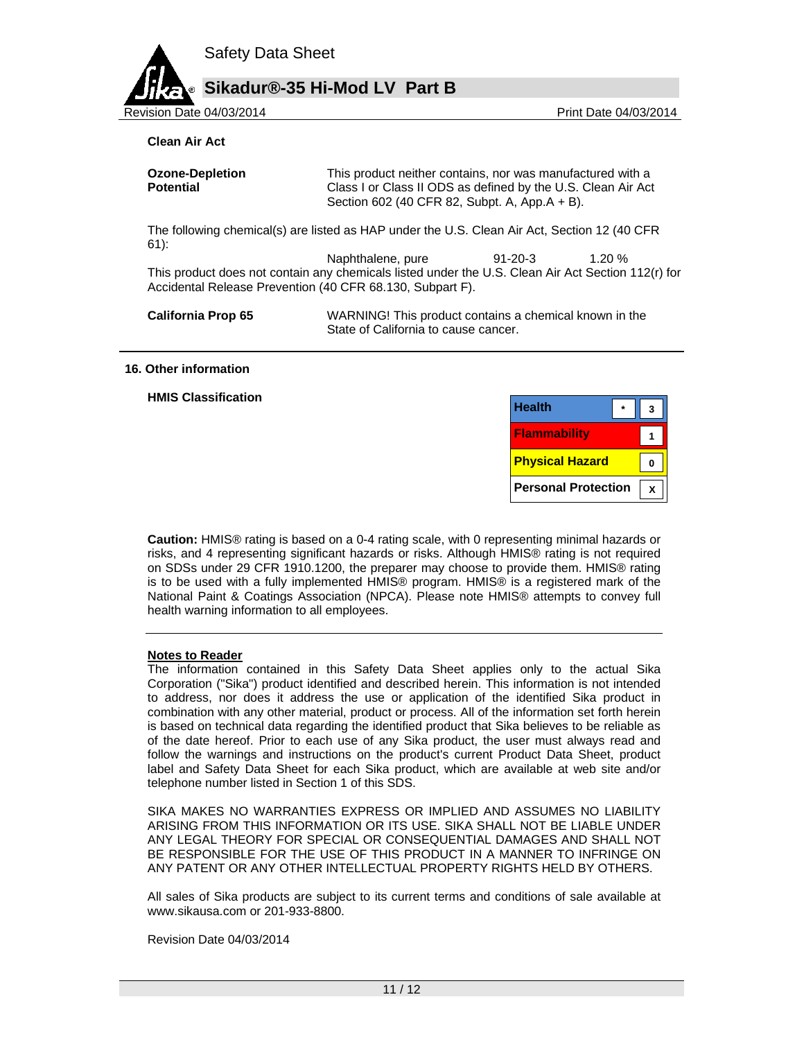**Clean Air Act**

**Ozone-Depletion Potential** This product neither contains, nor was manufactured with a Class I or Class II ODS as defined by the U.S. Clean Air Act Section 602 (40 CFR 82, Subpt. A, App.A + B).

The following chemical(s) are listed as HAP under the U.S. Clean Air Act, Section 12 (40 CFR 61):

| | | |
|---|---|---|
| Naphthalene, pure | 91-20-3 | 1.20 % |

This product does not contain any chemicals listed under the U.S. Clean Air Act Section 112(r) for Accidental Release Prevention (40 CFR 68.130, Subpart F).

**California Prop 65** WARNING! This product contains a chemical known in the State of California to cause cancer.

## 16. Other information

**HMIS Classification**

| | | |
|---|---|---|
| Health | * | 3 |
| Flammability | | 1 |
| Physical Hazard | | 0 |
| Personal Protection | | X |

**Caution:** HMIS® rating is based on a 0-4 rating scale, with 0 representing minimal hazards or risks, and 4 representing significant hazards or risks. Although HMIS® rating is not required on SDSs under 29 CFR 1910.1200, the preparer may choose to provide them. HMIS® rating is to be used with a fully implemented HMIS® program. HMIS® is a registered mark of the National Paint & Coatings Association (NPCA). Please note HMIS® attempts to convey full health warning information to all employees.

**Notes to Reader**

The information contained in this Safety Data Sheet applies only to the actual Sika Corporation ("Sika") product identified and described herein. This information is not intended to address, nor does it address the use or application of the identified Sika product in combination with any other material, product or process. All of the information set forth herein is based on technical data regarding the identified product that Sika believes to be reliable as of the date hereof. Prior to each use of any Sika product, the user must always read and follow the warnings and instructions on the product's current Product Data Sheet, product label and Safety Data Sheet for each Sika product, which are available at web site and/or telephone number listed in Section 1 of this SDS.

SIKA MAKES NO WARRANTIES EXPRESS OR IMPLIED AND ASSUMES NO LIABILITY ARISING FROM THIS INFORMATION OR ITS USE. SIKA SHALL NOT BE LIABLE UNDER ANY LEGAL THEORY FOR SPECIAL OR CONSEQUENTIAL DAMAGES AND SHALL NOT BE RESPONSIBLE FOR THE USE OF THIS PRODUCT IN A MANNER TO INFRINGE ON ANY PATENT OR ANY OTHER INTELLECTUAL PROPERTY RIGHTS HELD BY OTHERS.

All sales of Sika products are subject to its current terms and conditions of sale available at www.sikausa.com or 201-933-8800.

Revision Date 04/03/2014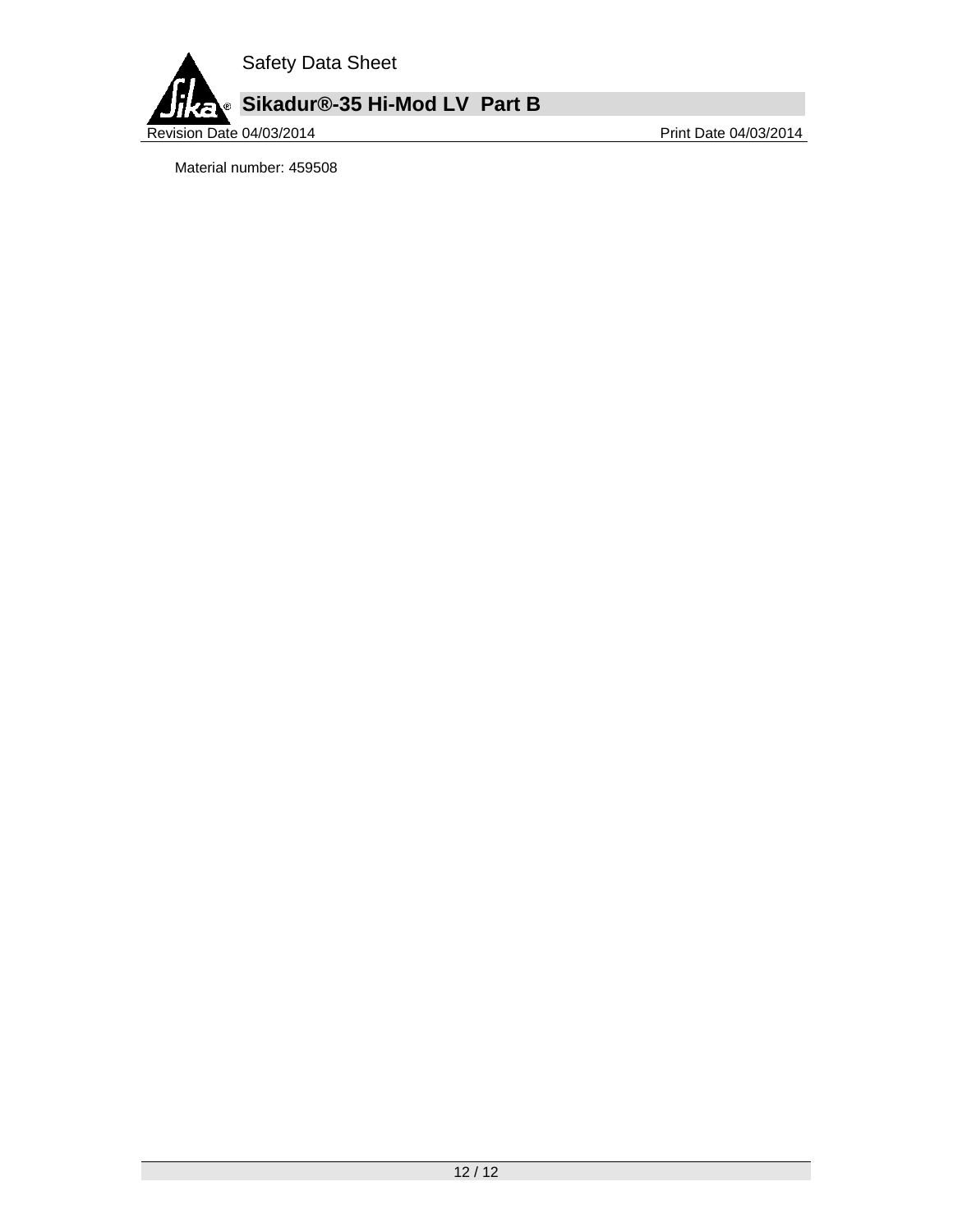Material number: 459508